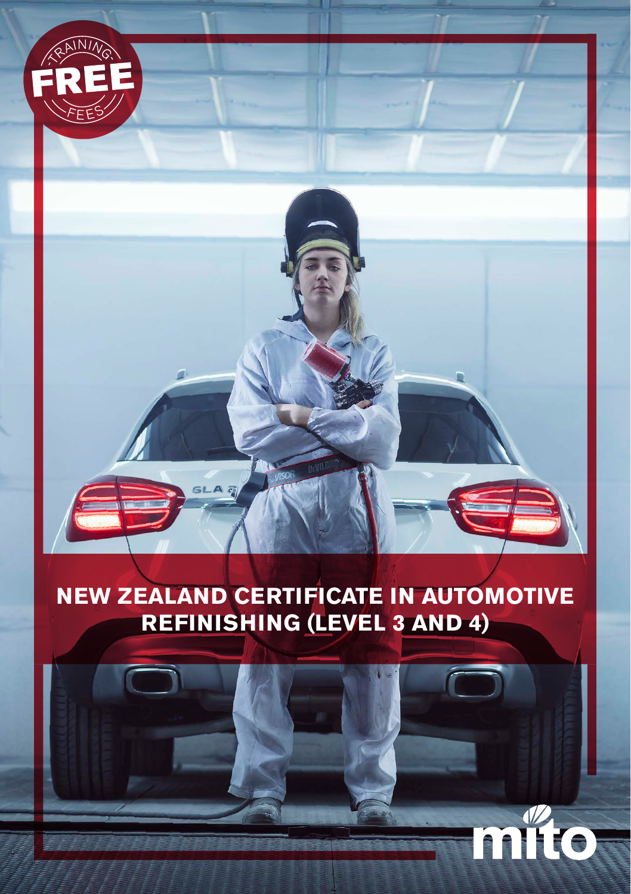TRAINING FREE FEES

# NEW ZEALAND CERTIFICATE IN AUTOMOTIVE REFINISHING (LEVEL 3 AND 4)

mito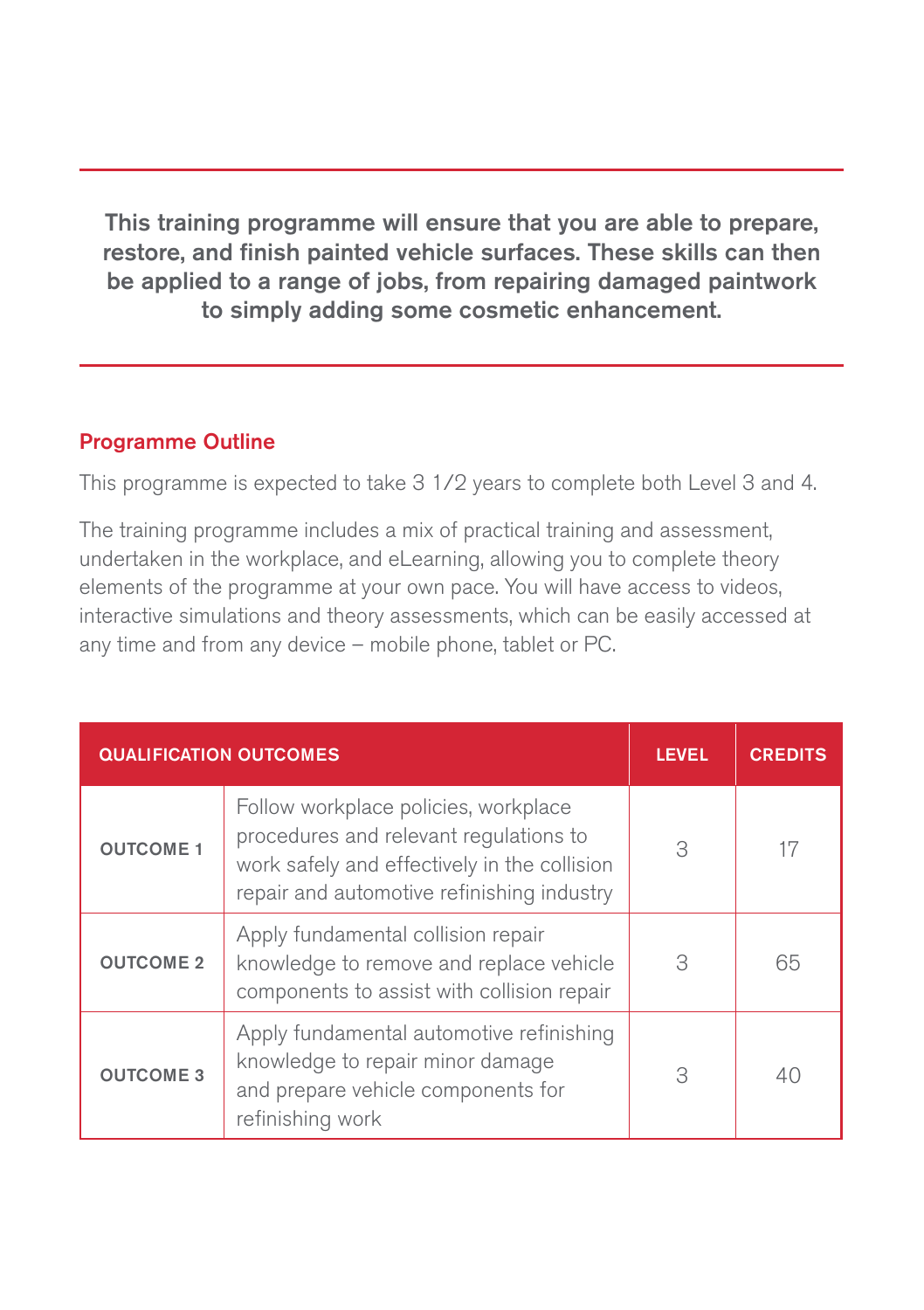**This training programme will ensure that you are able to prepare, restore, and finish painted vehicle surfaces. These skills can then be applied to a range of jobs, from repairing damaged paintwork to simply adding some cosmetic enhancement.**

## Programme Outline

This programme is expected to take 3 1/2 years to complete both Level 3 and 4.

The training programme includes a mix of practical training and assessment, undertaken in the workplace, and eLearning, allowing you to complete theory elements of the programme at your own pace. You will have access to videos, interactive simulations and theory assessments, which can be easily accessed at any time and from any device – mobile phone, tablet or PC.

| QUALIFICATION OUTCOMES | | LEVEL | CREDITS |
|---|---|---|---|
| OUTCOME 1 | Follow workplace policies, workplace procedures and relevant regulations to work safely and effectively in the collision repair and automotive refinishing industry | 3 | 17 |
| OUTCOME 2 | Apply fundamental collision repair knowledge to remove and replace vehicle components to assist with collision repair | 3 | 65 |
| OUTCOME 3 | Apply fundamental automotive refinishing knowledge to repair minor damage and prepare vehicle components for refinishing work | 3 | 40 |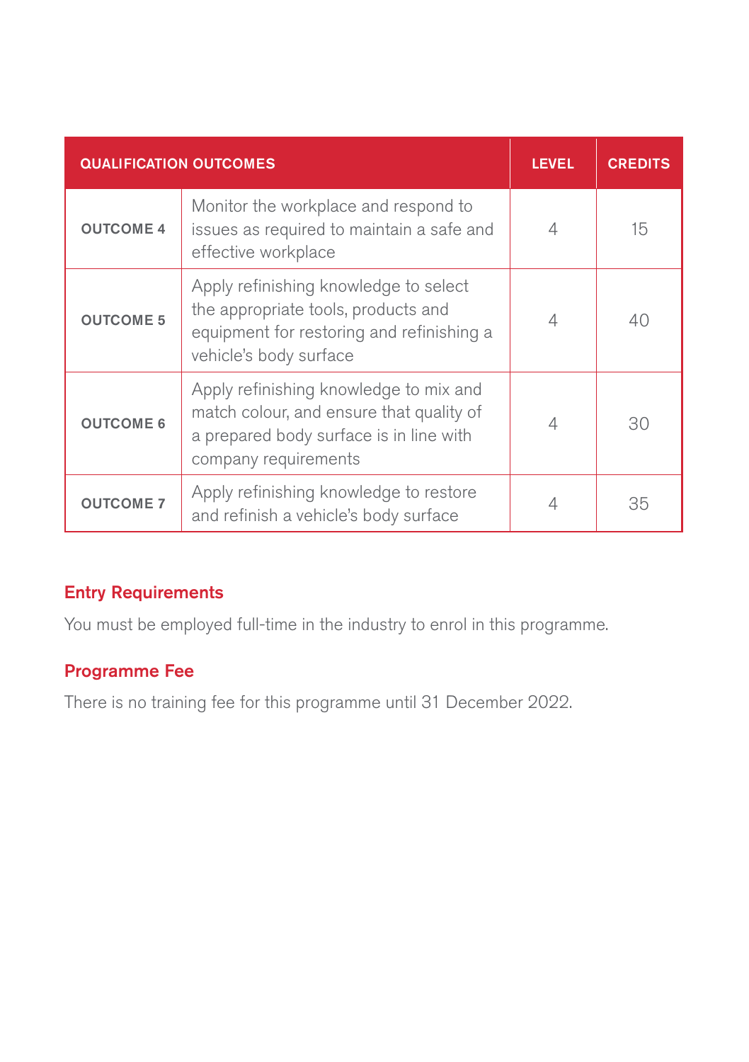| QUALIFICATION OUTCOMES | | LEVEL | CREDITS |
|---|---|---|---|
| OUTCOME 4 | Monitor the workplace and respond to issues as required to maintain a safe and effective workplace | 4 | 15 |
| OUTCOME 5 | Apply refinishing knowledge to select the appropriate tools, products and equipment for restoring and refinishing a vehicle's body surface | 4 | 40 |
| OUTCOME 6 | Apply refinishing knowledge to mix and match colour, and ensure that quality of a prepared body surface is in line with company requirements | 4 | 30 |
| OUTCOME 7 | Apply refinishing knowledge to restore and refinish a vehicle's body surface | 4 | 35 |

## Entry Requirements

You must be employed full-time in the industry to enrol in this programme.

## Programme Fee

There is no training fee for this programme until 31 December 2022.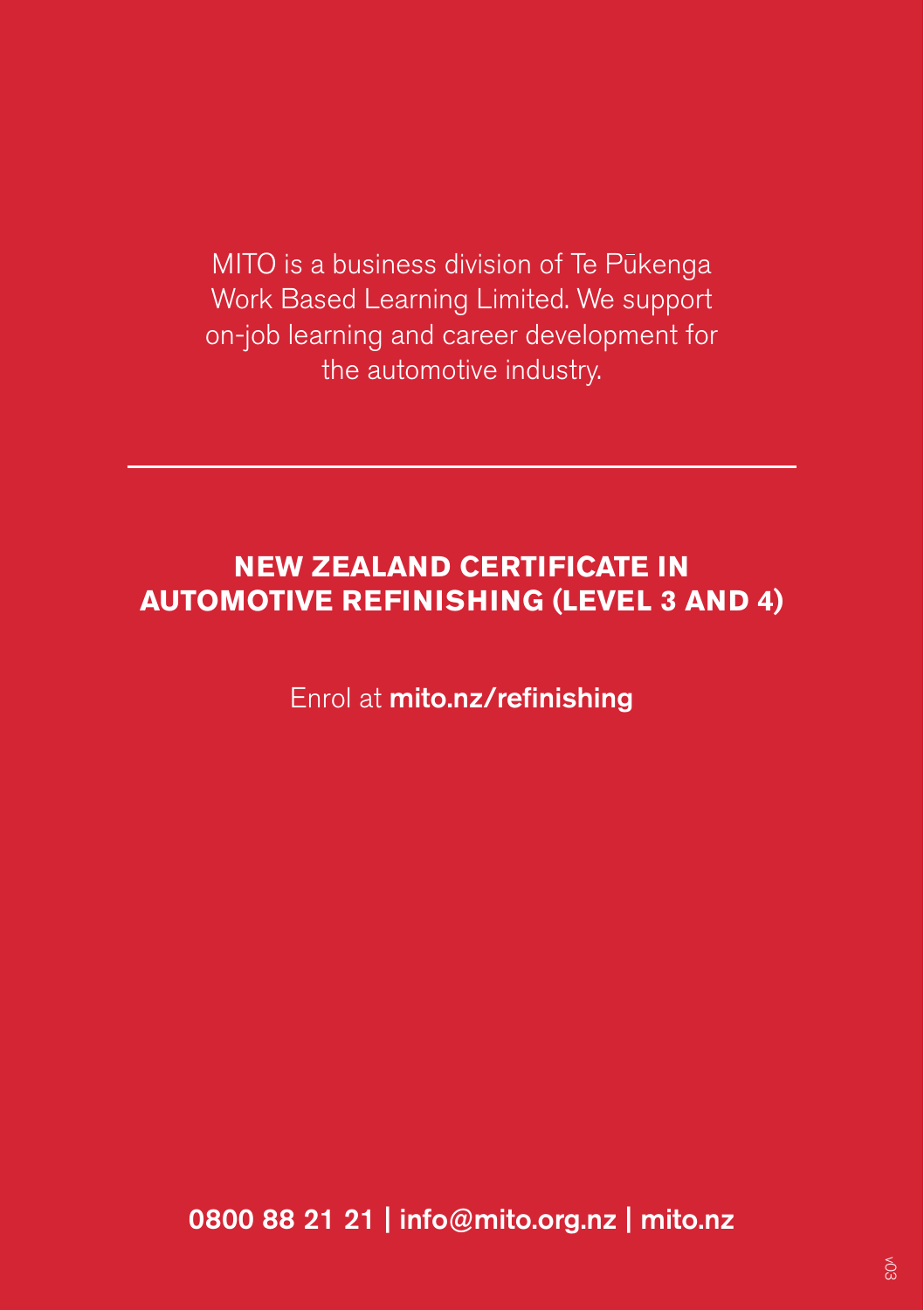MITO is a business division of Te Pūkenga Work Based Learning Limited. We support on-job learning and career development for the automotive industry.

---

## NEW ZEALAND CERTIFICATE IN AUTOMOTIVE REFINISHING (LEVEL 3 AND 4)

Enrol at **mito.nz/refinishing**

**0800 88 21 21 | info@mito.org.nz | mito.nz**

v03